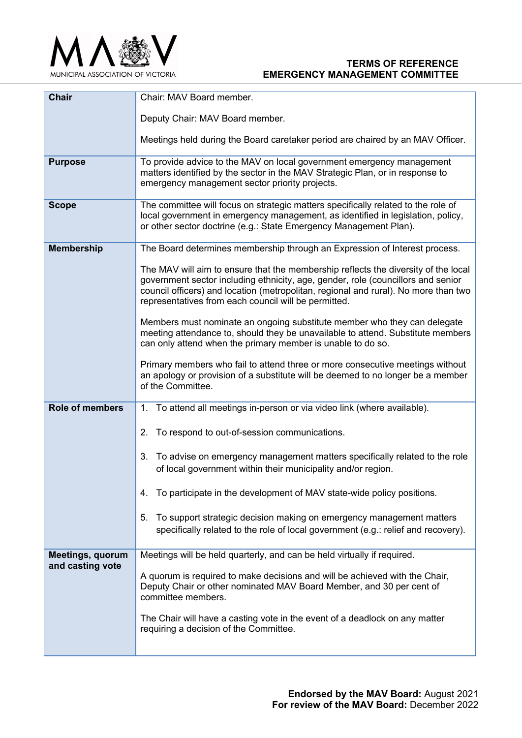# TERMS OF REFERENCE
# EMERGENCY MANAGEMENT COMMITTEE

| | |
|---|---|
| **Chair** | Chair: MAV Board member.<br><br>Deputy Chair: MAV Board member.<br><br>Meetings held during the Board caretaker period are chaired by an MAV Officer. |
| **Purpose** | To provide advice to the MAV on local government emergency management matters identified by the sector in the MAV Strategic Plan, or in response to emergency management sector priority projects. |
| **Scope** | The committee will focus on strategic matters specifically related to the role of local government in emergency management, as identified in legislation, policy, or other sector doctrine (e.g.: State Emergency Management Plan). |
| **Membership** | The Board determines membership through an Expression of Interest process.<br><br>The MAV will aim to ensure that the membership reflects the diversity of the local government sector including ethnicity, age, gender, role (councillors and senior council officers) and location (metropolitan, regional and rural). No more than two representatives from each council will be permitted.<br><br>Members must nominate an ongoing substitute member who they can delegate meeting attendance to, should they be unavailable to attend. Substitute members can only attend when the primary member is unable to do so.<br><br>Primary members who fail to attend three or more consecutive meetings without an apology or provision of a substitute will be deemed to no longer be a member of the Committee. |
| **Role of members** | 1. To attend all meetings in-person or via video link (where available).<br><br>2. To respond to out-of-session communications.<br><br>3. To advise on emergency management matters specifically related to the role of local government within their municipality and/or region.<br><br>4. To participate in the development of MAV state-wide policy positions.<br><br>5. To support strategic decision making on emergency management matters specifically related to the role of local government (e.g.: relief and recovery). |
| **Meetings, quorum and casting vote** | Meetings will be held quarterly, and can be held virtually if required.<br><br>A quorum is required to make decisions and will be achieved with the Chair, Deputy Chair or other nominated MAV Board Member, and 30 per cent of committee members.<br><br>The Chair will have a casting vote in the event of a deadlock on any matter requiring a decision of the Committee. |

**Endorsed by the MAV Board:** August 2021
**For review of the MAV Board:** December 2022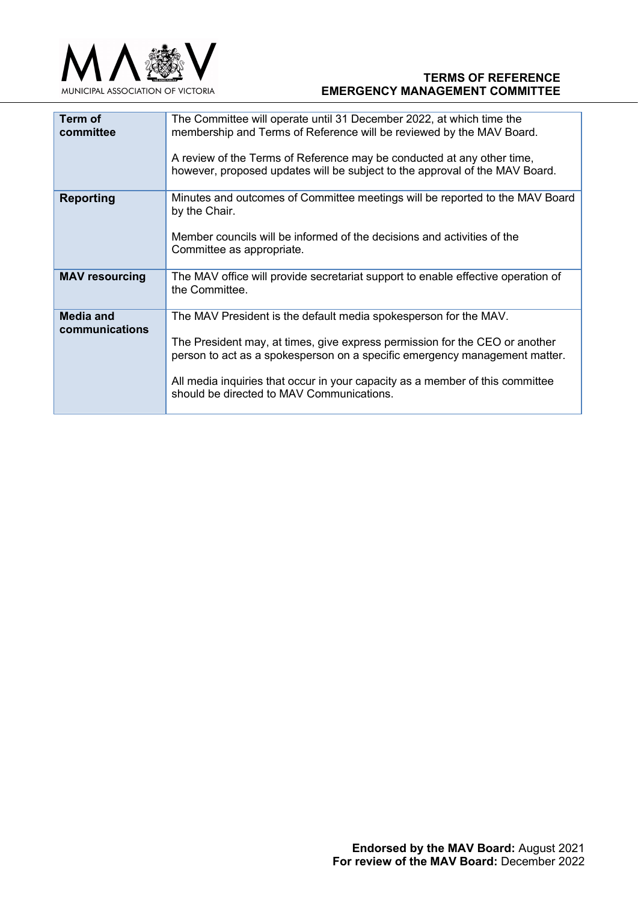| | |
|---|---|
| **Term of committee** | The Committee will operate until 31 December 2022, at which time the membership and Terms of Reference will be reviewed by the MAV Board.<br><br>A review of the Terms of Reference may be conducted at any other time, however, proposed updates will be subject to the approval of the MAV Board. |
| **Reporting** | Minutes and outcomes of Committee meetings will be reported to the MAV Board by the Chair.<br><br>Member councils will be informed of the decisions and activities of the Committee as appropriate. |
| **MAV resourcing** | The MAV office will provide secretariat support to enable effective operation of the Committee. |
| **Media and communications** | The MAV President is the default media spokesperson for the MAV.<br><br>The President may, at times, give express permission for the CEO or another person to act as a spokesperson on a specific emergency management matter.<br><br>All media inquiries that occur in your capacity as a member of this committee should be directed to MAV Communications. |

**Endorsed by the MAV Board:** August 2021
**For review of the MAV Board:** December 2022